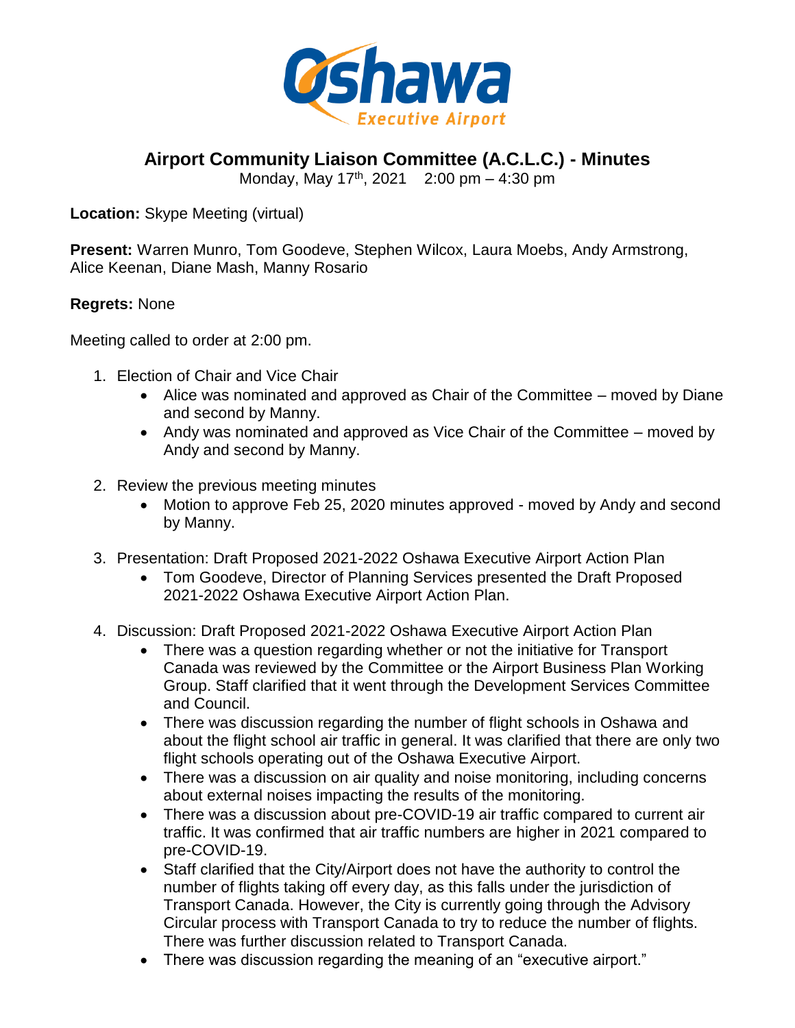# Airport Community Liaison Committee (A.C.L.C.) - Minutes

Monday, May 17th, 2021 2:00 pm – 4:30 pm

**Location:** Skype Meeting (virtual)

**Present:** Warren Munro, Tom Goodeve, Stephen Wilcox, Laura Moebs, Andy Armstrong, Alice Keenan, Diane Mash, Manny Rosario

**Regrets:** None

Meeting called to order at 2:00 pm.

1. Election of Chair and Vice Chair
   - Alice was nominated and approved as Chair of the Committee – moved by Diane and second by Manny.
   - Andy was nominated and approved as Vice Chair of the Committee – moved by Andy and second by Manny.

2. Review the previous meeting minutes
   - Motion to approve Feb 25, 2020 minutes approved - moved by Andy and second by Manny.

3. Presentation: Draft Proposed 2021-2022 Oshawa Executive Airport Action Plan
   - Tom Goodeve, Director of Planning Services presented the Draft Proposed 2021-2022 Oshawa Executive Airport Action Plan.

4. Discussion: Draft Proposed 2021-2022 Oshawa Executive Airport Action Plan
   - There was a question regarding whether or not the initiative for Transport Canada was reviewed by the Committee or the Airport Business Plan Working Group. Staff clarified that it went through the Development Services Committee and Council.
   - There was discussion regarding the number of flight schools in Oshawa and about the flight school air traffic in general. It was clarified that there are only two flight schools operating out of the Oshawa Executive Airport.
   - There was a discussion on air quality and noise monitoring, including concerns about external noises impacting the results of the monitoring.
   - There was a discussion about pre-COVID-19 air traffic compared to current air traffic. It was confirmed that air traffic numbers are higher in 2021 compared to pre-COVID-19.
   - Staff clarified that the City/Airport does not have the authority to control the number of flights taking off every day, as this falls under the jurisdiction of Transport Canada. However, the City is currently going through the Advisory Circular process with Transport Canada to try to reduce the number of flights. There was further discussion related to Transport Canada.
   - There was discussion regarding the meaning of an "executive airport."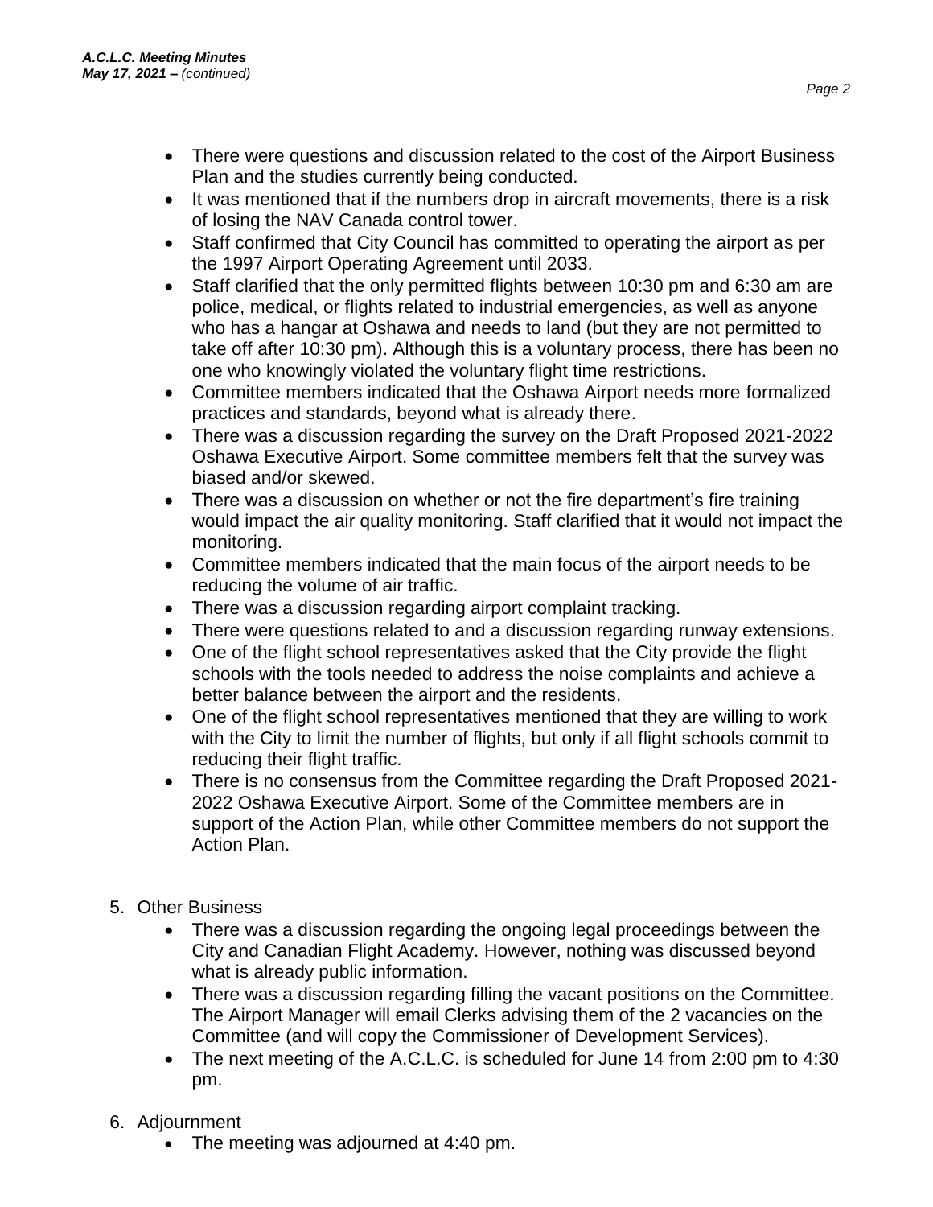- There were questions and discussion related to the cost of the Airport Business Plan and the studies currently being conducted.
- It was mentioned that if the numbers drop in aircraft movements, there is a risk of losing the NAV Canada control tower.
- Staff confirmed that City Council has committed to operating the airport as per the 1997 Airport Operating Agreement until 2033.
- Staff clarified that the only permitted flights between 10:30 pm and 6:30 am are police, medical, or flights related to industrial emergencies, as well as anyone who has a hangar at Oshawa and needs to land (but they are not permitted to take off after 10:30 pm). Although this is a voluntary process, there has been no one who knowingly violated the voluntary flight time restrictions.
- Committee members indicated that the Oshawa Airport needs more formalized practices and standards, beyond what is already there.
- There was a discussion regarding the survey on the Draft Proposed 2021-2022 Oshawa Executive Airport. Some committee members felt that the survey was biased and/or skewed.
- There was a discussion on whether or not the fire department's fire training would impact the air quality monitoring. Staff clarified that it would not impact the monitoring.
- Committee members indicated that the main focus of the airport needs to be reducing the volume of air traffic.
- There was a discussion regarding airport complaint tracking.
- There were questions related to and a discussion regarding runway extensions.
- One of the flight school representatives asked that the City provide the flight schools with the tools needed to address the noise complaints and achieve a better balance between the airport and the residents.
- One of the flight school representatives mentioned that they are willing to work with the City to limit the number of flights, but only if all flight schools commit to reducing their flight traffic.
- There is no consensus from the Committee regarding the Draft Proposed 2021-2022 Oshawa Executive Airport. Some of the Committee members are in support of the Action Plan, while other Committee members do not support the Action Plan.

5. Other Business
   - There was a discussion regarding the ongoing legal proceedings between the City and Canadian Flight Academy. However, nothing was discussed beyond what is already public information.
   - There was a discussion regarding filling the vacant positions on the Committee. The Airport Manager will email Clerks advising them of the 2 vacancies on the Committee (and will copy the Commissioner of Development Services).
   - The next meeting of the A.C.L.C. is scheduled for June 14 from 2:00 pm to 4:30 pm.

6. Adjournment
   - The meeting was adjourned at 4:40 pm.